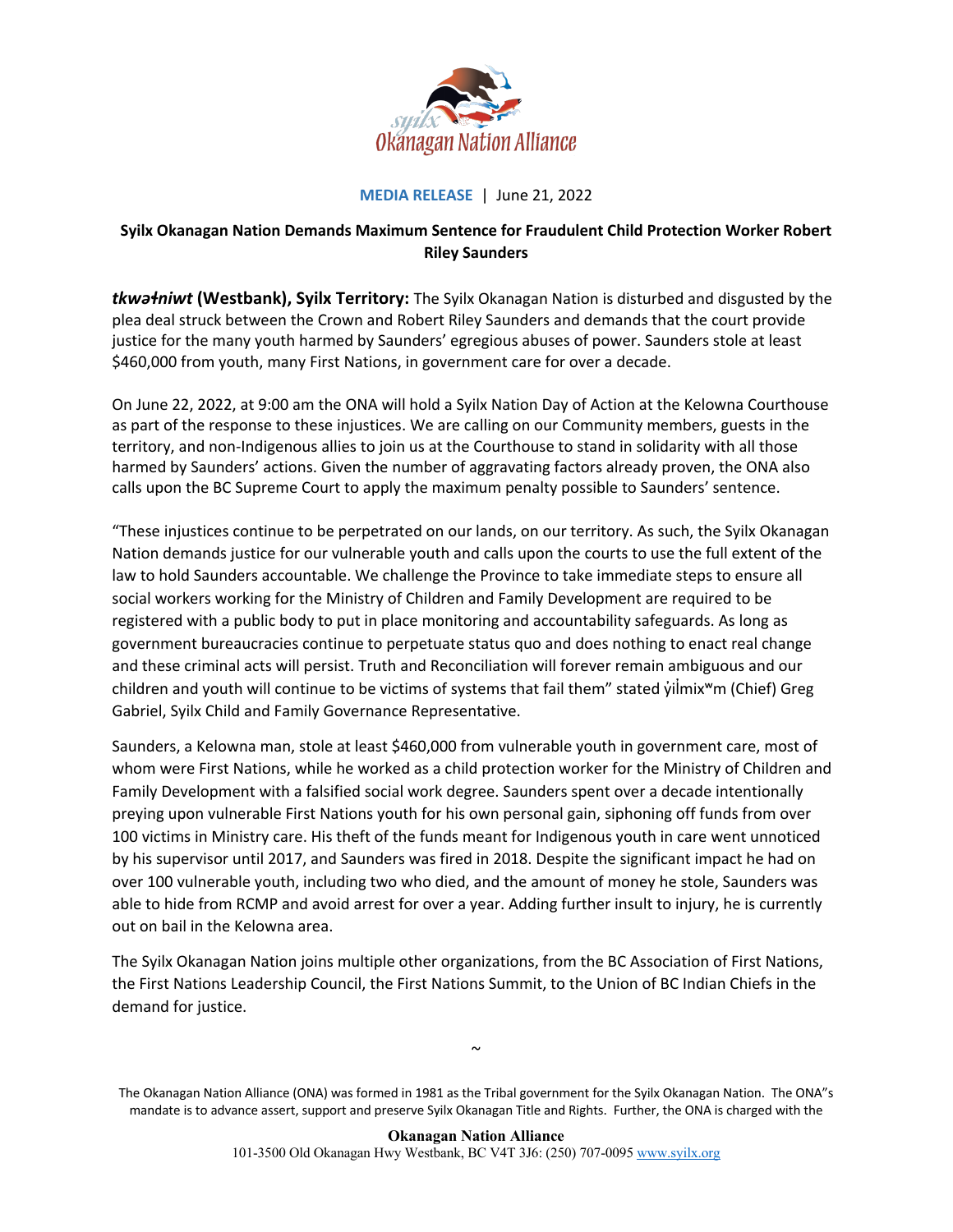**MEDIA RELEASE** | June 21, 2022

## Syilx Okanagan Nation Demands Maximum Sentence for Fraudulent Child Protection Worker Robert Riley Saunders

***tkwəɬniwt* (Westbank), Syilx Territory:** The Syilx Okanagan Nation is disturbed and disgusted by the plea deal struck between the Crown and Robert Riley Saunders and demands that the court provide justice for the many youth harmed by Saunders' egregious abuses of power. Saunders stole at least $460,000 from youth, many First Nations, in government care for over a decade.

On June 22, 2022, at 9:00 am the ONA will hold a Syilx Nation Day of Action at the Kelowna Courthouse as part of the response to these injustices. We are calling on our Community members, guests in the territory, and non-Indigenous allies to join us at the Courthouse to stand in solidarity with all those harmed by Saunders' actions. Given the number of aggravating factors already proven, the ONA also calls upon the BC Supreme Court to apply the maximum penalty possible to Saunders' sentence.

"These injustices continue to be perpetrated on our lands, on our territory. As such, the Syilx Okanagan Nation demands justice for our vulnerable youth and calls upon the courts to use the full extent of the law to hold Saunders accountable. We challenge the Province to take immediate steps to ensure all social workers working for the Ministry of Children and Family Development are required to be registered with a public body to put in place monitoring and accountability safeguards. As long as government bureaucracies continue to perpetuate status quo and does nothing to enact real change and these criminal acts will persist. Truth and Reconciliation will forever remain ambiguous and our children and youth will continue to be victims of systems that fail them" stated y̓ilmixʷm (Chief) Greg Gabriel, Syilx Child and Family Governance Representative.

Saunders, a Kelowna man, stole at least $460,000 from vulnerable youth in government care, most of whom were First Nations, while he worked as a child protection worker for the Ministry of Children and Family Development with a falsified social work degree. Saunders spent over a decade intentionally preying upon vulnerable First Nations youth for his own personal gain, siphoning off funds from over 100 victims in Ministry care. His theft of the funds meant for Indigenous youth in care went unnoticed by his supervisor until 2017, and Saunders was fired in 2018. Despite the significant impact he had on over 100 vulnerable youth, including two who died, and the amount of money he stole, Saunders was able to hide from RCMP and avoid arrest for over a year. Adding further insult to injury, he is currently out on bail in the Kelowna area.

The Syilx Okanagan Nation joins multiple other organizations, from the BC Association of First Nations, the First Nations Leadership Council, the First Nations Summit, to the Union of BC Indian Chiefs in the demand for justice.

~

The Okanagan Nation Alliance (ONA) was formed in 1981 as the Tribal government for the Syilx Okanagan Nation. The ONA"s mandate is to advance assert, support and preserve Syilx Okanagan Title and Rights. Further, the ONA is charged with the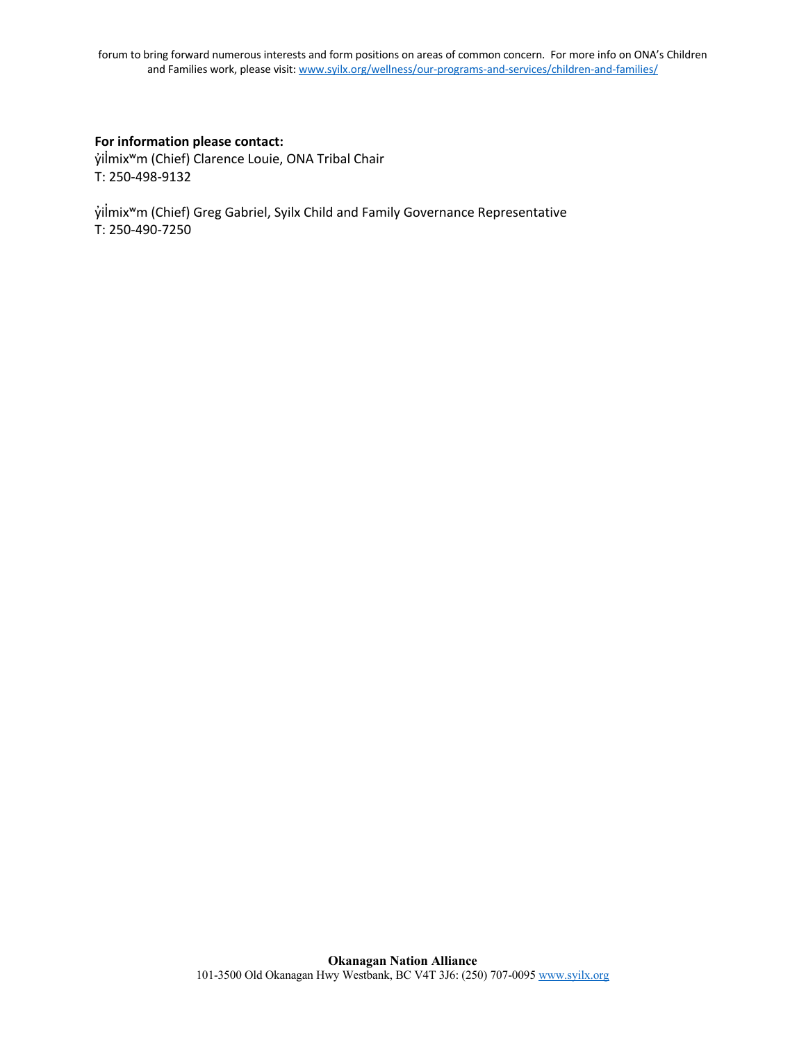forum to bring forward numerous interests and form positions on areas of common concern. For more info on ONA's Children and Families work, please visit: [www.syilx.org/wellness/our-programs-and-services/children-and-families/](www.syilx.org/wellness/our-programs-and-services/children-and-families/)

**For information please contact:**

y̓il̓mixʷm (Chief) Clarence Louie, ONA Tribal Chair
T: 250-498-9132

y̓il̓mixʷm (Chief) Greg Gabriel, Syilx Child and Family Governance Representative
T: 250-490-7250

**Okanagan Nation Alliance**
101-3500 Old Okanagan Hwy Westbank, BC V4T 3J6: (250) 707-0095 [www.syilx.org](www.syilx.org)